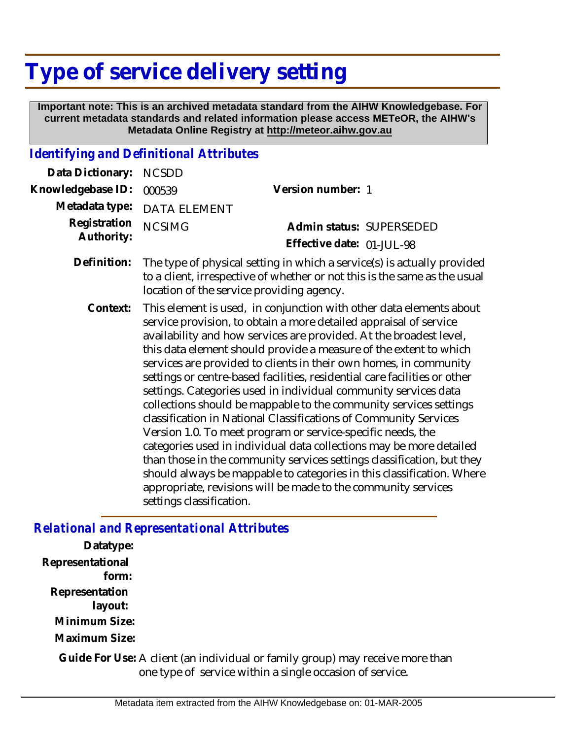# Type of service delivery setting

**Important note: This is an archived metadata standard from the AIHW Knowledgebase. For current metadata standards and related information please access METeOR, the AIHW's Metadata Online Registry at http://meteor.aihw.gov.au**

## *Identifying and Definitional Attributes*

**Data Dictionary:** NCSDD

**Knowledgebase ID:** 000539

**Version number:** 1

**Metadata type:** DATA ELEMENT

**Registration Authority:** NCSIMG

**Admin status:** SUPERSEDED

**Effective date:** 01-JUL-98

**Definition:** The type of physical setting in which a service(s) is actually provided to a client, irrespective of whether or not this is the same as the usual location of the service providing agency.

**Context:** This element is used, in conjunction with other data elements about service provision, to obtain a more detailed appraisal of service availability and how services are provided. At the broadest level, this data element should provide a measure of the extent to which services are provided to clients in their own homes, in community settings or centre-based facilities, residential care facilities or other settings. Categories used in individual community services data collections should be mappable to the community services settings classification in National Classifications of Community Services Version 1.0. To meet program or service-specific needs, the categories used in individual data collections may be more detailed than those in the community services settings classification, but they should always be mappable to categories in this classification. Where appropriate, revisions will be made to the community services settings classification.

## *Relational and Representational Attributes*

**Datatype:**

**Representational form:**

**Representation layout:**

**Minimum Size:**

**Maximum Size:**

**Guide For Use:** A client (an individual or family group) may receive more than one type of service within a single occasion of service.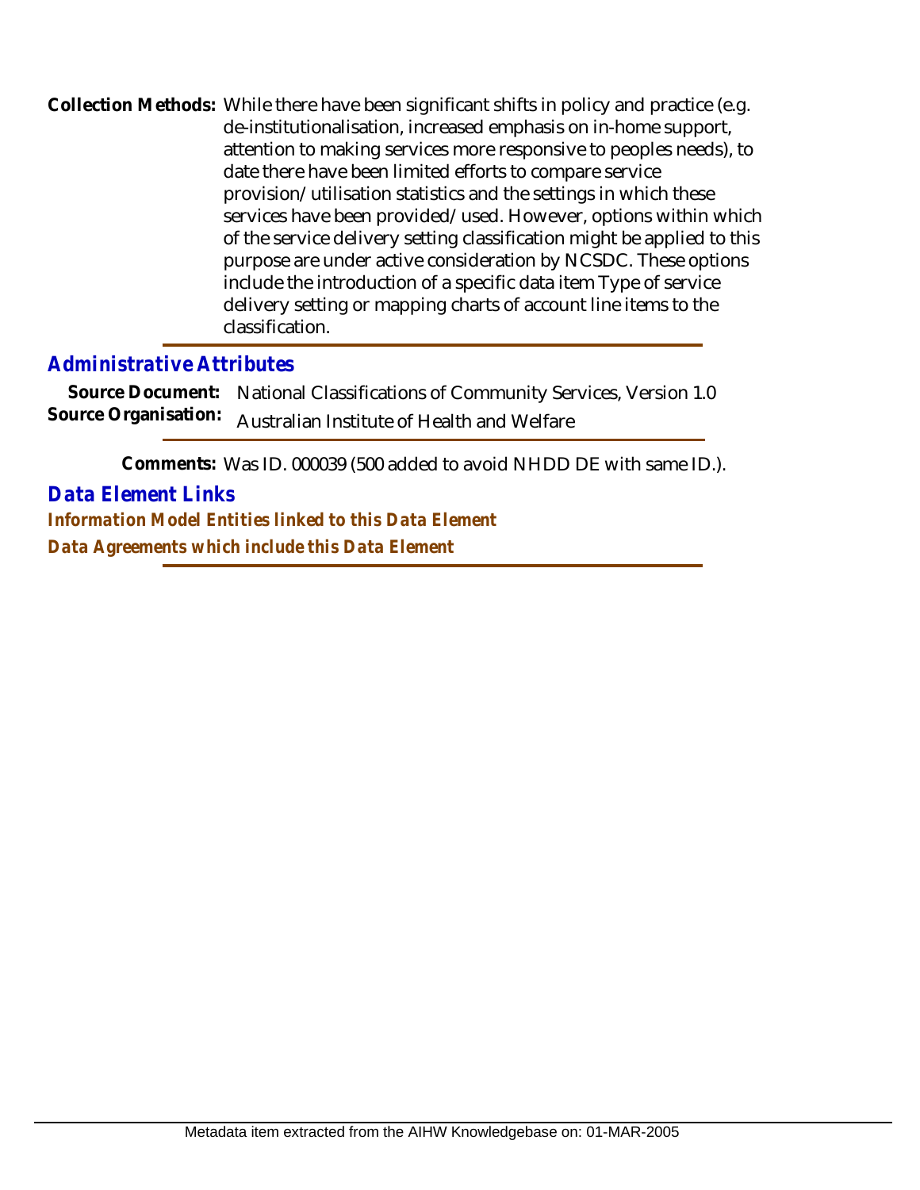**Collection Methods:** While there have been significant shifts in policy and practice (e.g. de-institutionalisation, increased emphasis on in-home support, attention to making services more responsive to peoples needs), to date there have been limited efforts to compare service provision/utilisation statistics and the settings in which these services have been provided/used. However, options within which of the service delivery setting classification might be applied to this purpose are under active consideration by NCSDC. These options include the introduction of a specific data item Type of service delivery setting or mapping charts of account line items to the classification.

## Administrative Attributes

**Source Document:** National Classifications of Community Services, Version 1.0

**Source Organisation:** Australian Institute of Health and Welfare

**Comments:** Was ID. 000039 (500 added to avoid NHDD DE with same ID.).

## Data Element Links

***Information Model Entities linked to this Data Element***

***Data Agreements which include this Data Element***